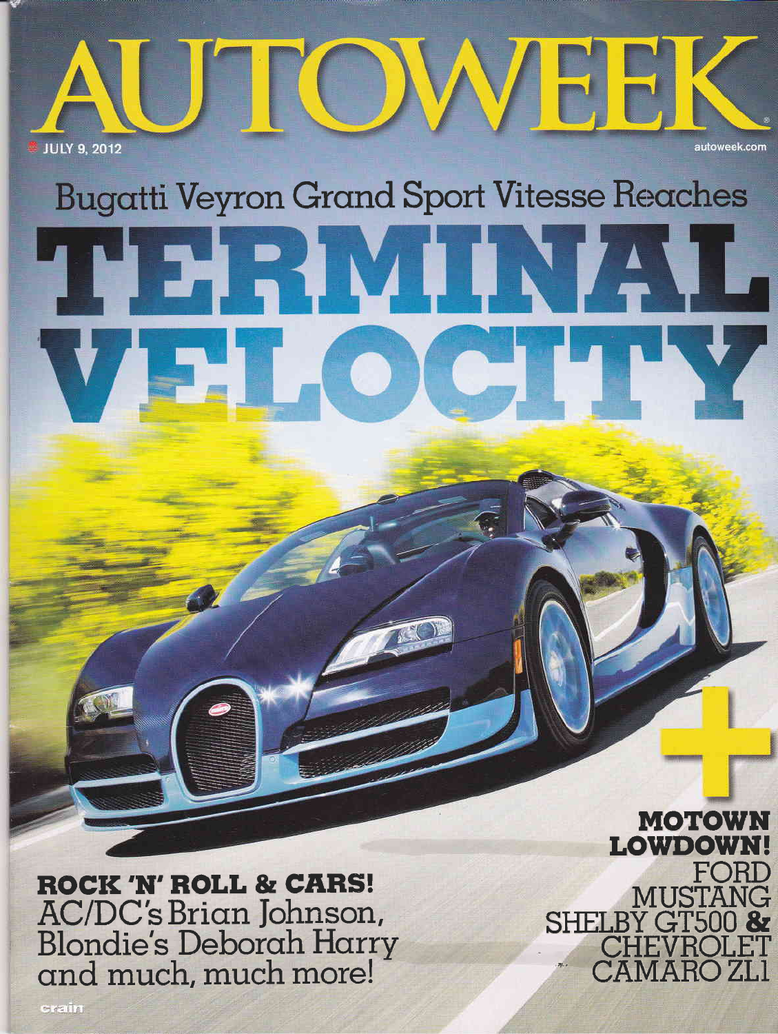# AUTOWEEK

JULY 9, 2012

autoweek.com

## Bugatti Veyron Grand Sport Vitesse Reaches

# TERMINAL VELOCITY

+

**MOTOWN LOWDOWN!**

FORD MUSTANG SHELBY GT500 & CHEVROLET CAMARO ZL1

**ROCK 'N' ROLL & CARS!**

AC/DC's Brian Johnson, Blondie's Deborah Harry and much, much more!

crain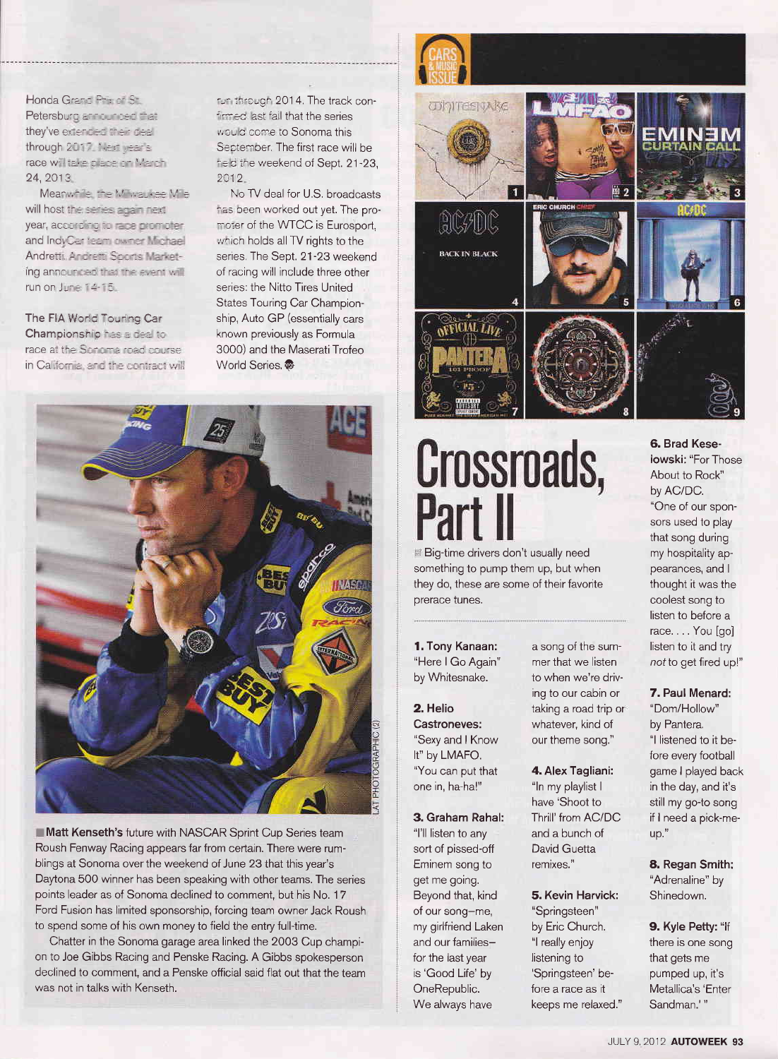Honda Grand Prix of St. Petersburg announced that they've extended their deal through 2017. Next year's race will take place on March 24, 2013.

Meanwhile, the Milwaukee Mile will host the series again next year, according to race promoter and IndyCar team owner Michael Andretti. Andretti Sports Marketing announced that the event will run on June 14-15.

**The FIA World Touring Car Championship** has a deal to race at the Sonoma road course in California, and the contract will run through 2014. The track confirmed last fall that the series would come to Sonoma this September. The first race will be held the weekend of Sept. 21-23, 2012.

No TV deal for U.S. broadcasts has been worked out yet. The promoter of the WTCC is Eurosport, which holds all TV rights to the series. The Sept. 21-23 weekend of racing will include three other series: the Nitto Tires United States Touring Car Championship, Auto GP (essentially cars known previously as Formula 3000) and the Maserati Trofeo World Series.

LAT PHOTOGRAPHIC (2)

**Matt Kenseth's** future with NASCAR Sprint Cup Series team Roush Fenway Racing appears far from certain. There were rumblings at Sonoma over the weekend of June 23 that this year's Daytona 500 winner has been speaking with other teams. The series points leader as of Sonoma declined to comment, but his No. 17 Ford Fusion has limited sponsorship, forcing team owner Jack Roush to spend some of his own money to field the entry full-time.

Chatter in the Sonoma garage area linked the 2003 Cup champion to Joe Gibbs Racing and Penske Racing. A Gibbs spokesperson declined to comment, and a Penske official said flat out that the team was not in talks with Kenseth.

CARS & MUSIC ISSUE

# Crossroads, Part II

Big-time drivers don't usually need something to pump them up, but when they do, these are some of their favorite prerace tunes.

**1. Tony Kanaan:** "Here I Go Again" by Whitesnake.

**2. Helio Castroneves:** "Sexy and I Know It" by LMAFO. "You can put that one in, ha-ha!"

**3. Graham Rahal:** "I'll listen to any sort of pissed-off Eminem song to get me going. Beyond that, kind of our song—me, my girlfriend Laken and our families—for the last year is 'Good Life' by OneRepublic. We always have a song of the summer that we listen to when we're driving to our cabin or taking a road trip or whatever, kind of our theme song."

**4. Alex Tagliani:** "In my playlist I have 'Shoot to Thrill' from AC/DC and a bunch of David Guetta remixes."

**5. Kevin Harvick:** "Springsteen" by Eric Church. "I really enjoy listening to 'Springsteen' before a race as it keeps me relaxed."

**6. Brad Keselowski:** "For Those About to Rock" by AC/DC. "One of our sponsors used to play that song during my hospitality appearances, and I thought it was the coolest song to listen to before a race. . . . You [go] listen to it and try *not* to get fired up!"

**7. Paul Menard:** "Dom/Hollow" by Pantera. "I listened to it before every football game I played back in the day, and it's still my go-to song if I need a pick-me-up."

**8. Regan Smith:** "Adrenaline" by Shinedown.

**9. Kyle Petty:** "If there is one song that gets me pumped up, it's Metallica's 'Enter Sandman.' "